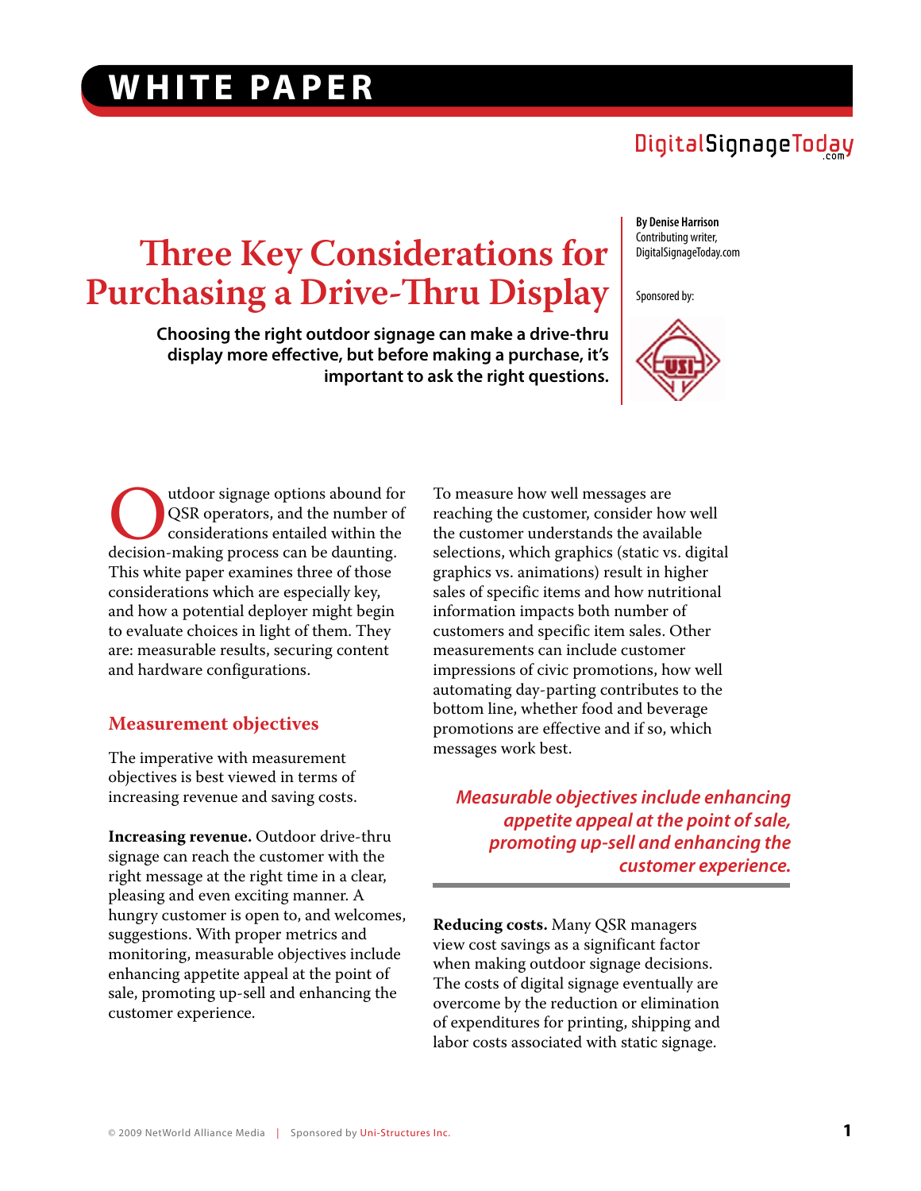WHITE PAPER

DigitalSignageToday.com

# Three Key Considerations for Purchasing a Drive-Thru Display

**Choosing the right outdoor signage can make a drive-thru display more effective, but before making a purchase, it's important to ask the right questions.**

**By Denise Harrison**
Contributing writer, DigitalSignageToday.com

Sponsored by:

Outdoor signage options abound for QSR operators, and the number of considerations entailed within the decision-making process can be daunting. This white paper examines three of those considerations which are especially key, and how a potential deployer might begin to evaluate choices in light of them. They are: measurable results, securing content and hardware configurations.

## Measurement objectives

The imperative with measurement objectives is best viewed in terms of increasing revenue and saving costs.

**Increasing revenue.** Outdoor drive-thru signage can reach the customer with the right message at the right time in a clear, pleasing and even exciting manner. A hungry customer is open to, and welcomes, suggestions. With proper metrics and monitoring, measurable objectives include enhancing appetite appeal at the point of sale, promoting up-sell and enhancing the customer experience.

To measure how well messages are reaching the customer, consider how well the customer understands the available selections, which graphics (static vs. digital graphics vs. animations) result in higher sales of specific items and how nutritional information impacts both number of customers and specific item sales. Other measurements can include customer impressions of civic promotions, how well automating day-parting contributes to the bottom line, whether food and beverage promotions are effective and if so, which messages work best.

*Measurable objectives include enhancing appetite appeal at the point of sale, promoting up-sell and enhancing the customer experience.*

**Reducing costs.** Many QSR managers view cost savings as a significant factor when making outdoor signage decisions. The costs of digital signage eventually are overcome by the reduction or elimination of expenditures for printing, shipping and labor costs associated with static signage.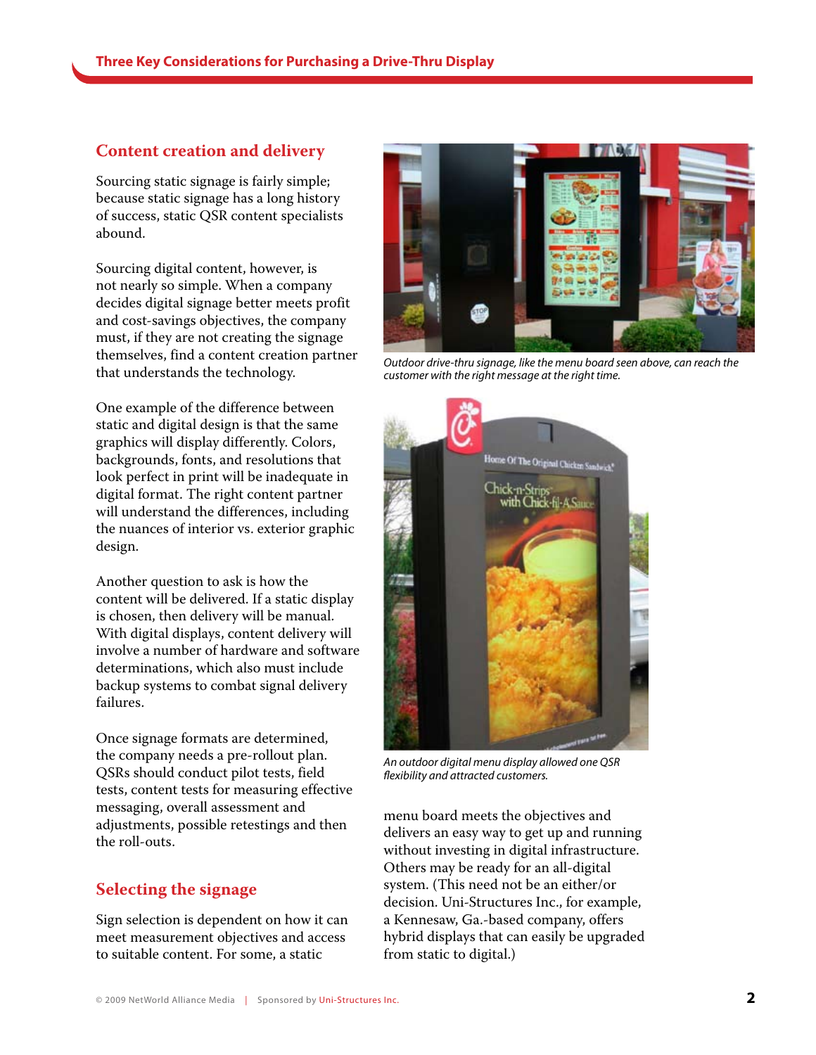## Content creation and delivery

Sourcing static signage is fairly simple; because static signage has a long history of success, static QSR content specialists abound.

Sourcing digital content, however, is not nearly so simple. When a company decides digital signage better meets profit and cost-savings objectives, the company must, if they are not creating the signage themselves, find a content creation partner that understands the technology.

One example of the difference between static and digital design is that the same graphics will display differently. Colors, backgrounds, fonts, and resolutions that look perfect in print will be inadequate in digital format. The right content partner will understand the differences, including the nuances of interior vs. exterior graphic design.

Another question to ask is how the content will be delivered. If a static display is chosen, then delivery will be manual. With digital displays, content delivery will involve a number of hardware and software determinations, which also must include backup systems to combat signal delivery failures.

Once signage formats are determined, the company needs a pre-rollout plan. QSRs should conduct pilot tests, field tests, content tests for measuring effective messaging, overall assessment and adjustments, possible retestings and then the roll-outs.

## Selecting the signage

Sign selection is dependent on how it can meet measurement objectives and access to suitable content. For some, a static menu board meets the objectives and delivers an easy way to get up and running without investing in digital infrastructure. Others may be ready for an all-digital system. (This need not be an either/or decision. Uni-Structures Inc., for example, a Kennesaw, Ga.-based company, offers hybrid displays that can easily be upgraded from static to digital.)

*Outdoor drive-thru signage, like the menu board seen above, can reach the customer with the right message at the right time.*

*An outdoor digital menu display allowed one QSR flexibility and attracted customers.*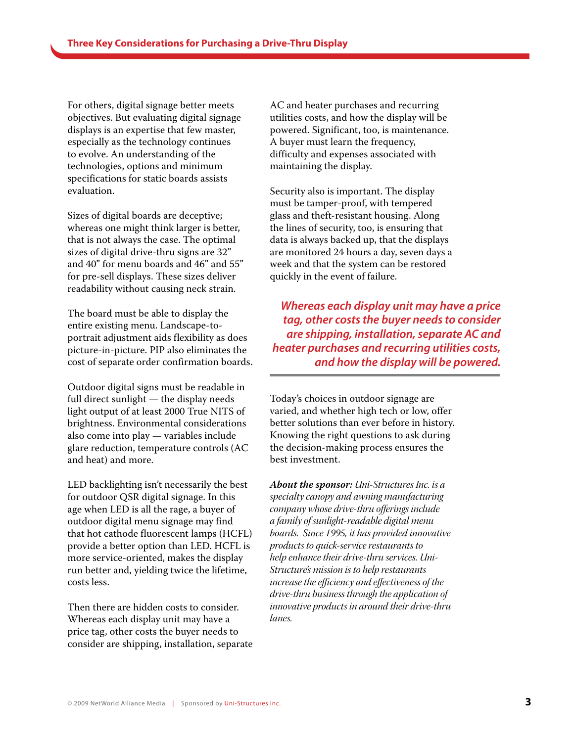For others, digital signage better meets objectives. But evaluating digital signage displays is an expertise that few master, especially as the technology continues to evolve. An understanding of the technologies, options and minimum specifications for static boards assists evaluation.

Sizes of digital boards are deceptive; whereas one might think larger is better, that is not always the case. The optimal sizes of digital drive-thru signs are 32" and 40" for menu boards and 46" and 55" for pre-sell displays. These sizes deliver readability without causing neck strain.

The board must be able to display the entire existing menu. Landscape-to-portrait adjustment aids flexibility as does picture-in-picture. PIP also eliminates the cost of separate order confirmation boards.

Outdoor digital signs must be readable in full direct sunlight — the display needs light output of at least 2000 True NITS of brightness. Environmental considerations also come into play — variables include glare reduction, temperature controls (AC and heat) and more.

LED backlighting isn't necessarily the best for outdoor QSR digital signage. In this age when LED is all the rage, a buyer of outdoor digital menu signage may find that hot cathode fluorescent lamps (HCFL) provide a better option than LED. HCFL is more service-oriented, makes the display run better and, yielding twice the lifetime, costs less.

Then there are hidden costs to consider. Whereas each display unit may have a price tag, other costs the buyer needs to consider are shipping, installation, separate AC and heater purchases and recurring utilities costs, and how the display will be powered. Significant, too, is maintenance. A buyer must learn the frequency, difficulty and expenses associated with maintaining the display.

Security also is important. The display must be tamper-proof, with tempered glass and theft-resistant housing. Along the lines of security, too, is ensuring that data is always backed up, that the displays are monitored 24 hours a day, seven days a week and that the system can be restored quickly in the event of failure.

> ***Whereas each display unit may have a price tag, other costs the buyer needs to consider are shipping, installation, separate AC and heater purchases and recurring utilities costs, and how the display will be powered.***

Today's choices in outdoor signage are varied, and whether high tech or low, offer better solutions than ever before in history. Knowing the right questions to ask during the decision-making process ensures the best investment.

***About the sponsor:*** *Uni-Structures Inc. is a specialty canopy and awning manufacturing company whose drive-thru offerings include a family of sunlight-readable digital menu boards. Since 1995, it has provided innovative products to quick-service restaurants to help enhance their drive-thru services. Uni-Structure's mission is to help restaurants increase the efficiency and effectiveness of the drive-thru business through the application of innovative products in around their drive-thru lanes.*